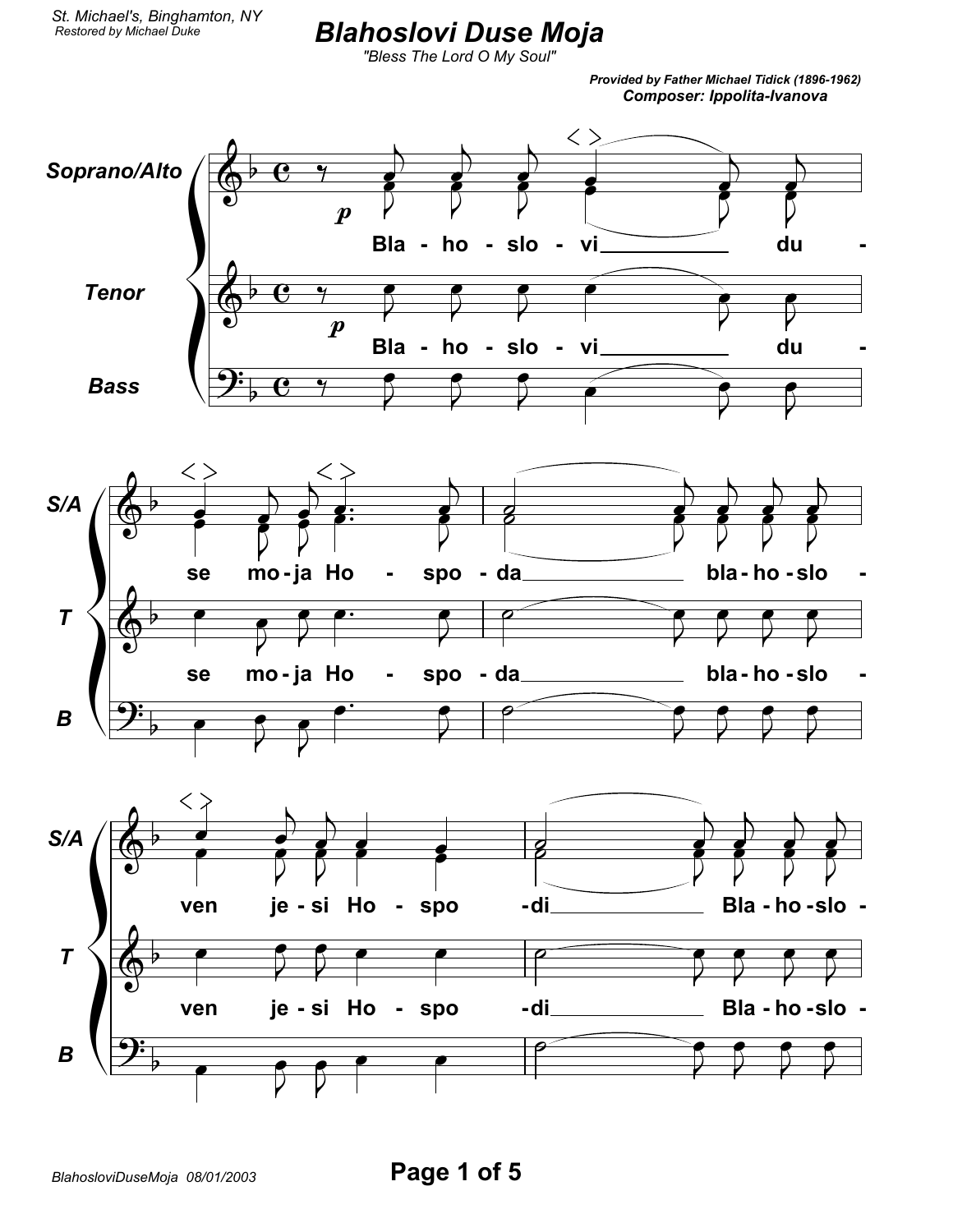St. Michael's, Binghamton, NY
Restored by Michael Duke

# Blahoslovi Duse Moja

*"Bless The Lord O My Soul"*

**Provided by Father Michael Tidick (1896-1962)**
**Composer: Ippolita-Ivanova**

Soprano/Alto, Tenor: Bla - ho - slo - vi du - se mo - ja Ho - spo - da bla - ho - slo - ven je - si Ho - spo - di Bla - ho - slo -

BlahosloviDuseMoja 08/01/2003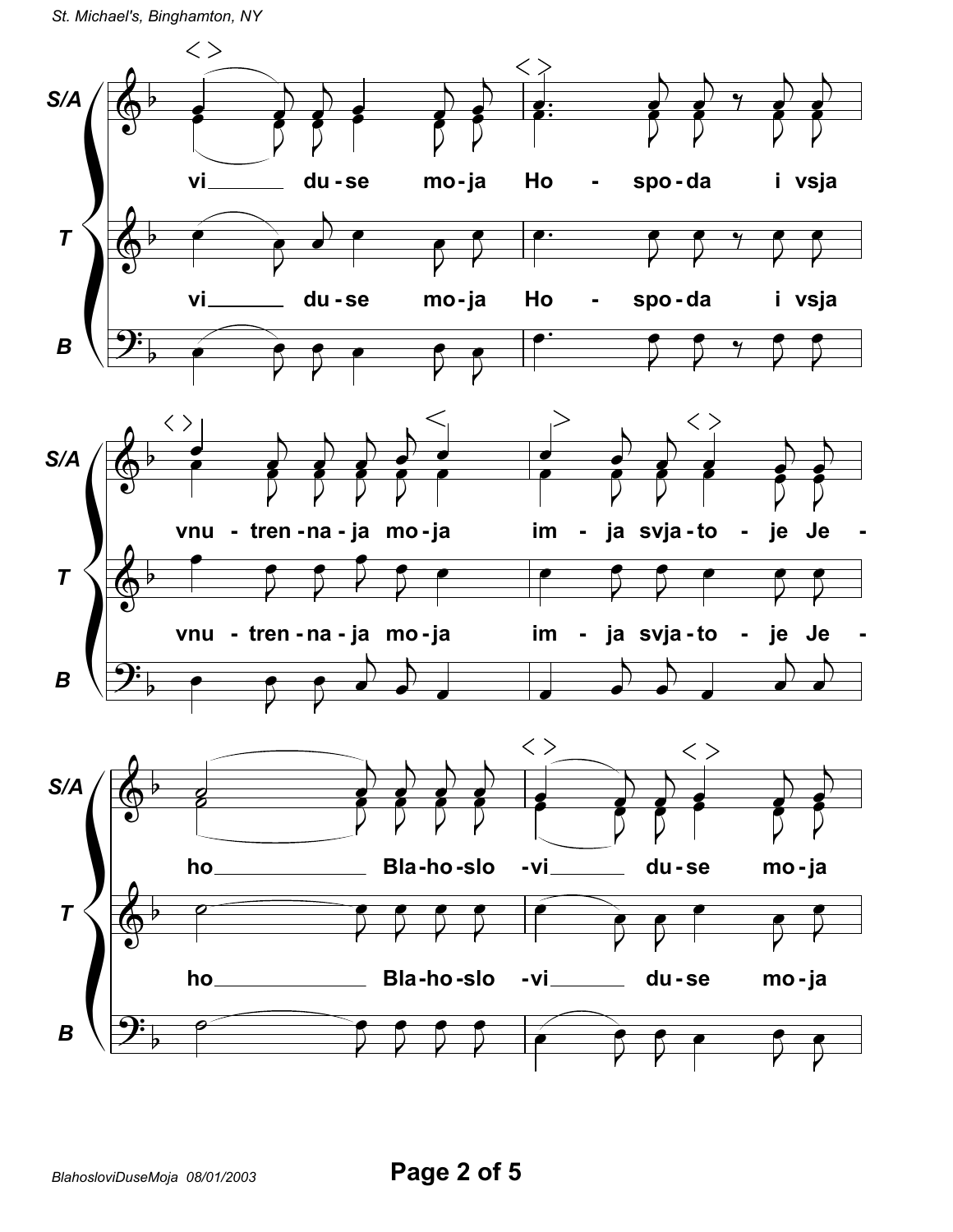S/A: vi___ du-se mo-ja Ho - spo-da i vsja

T: vi___ du-se mo-ja Ho - spo-da i vsja

B

S/A: vnu - tren-na-ja mo-ja im - ja svja-to - je Je -

T: vnu - tren-na-ja mo-ja im - ja svja-to - je Je -

B

S/A: ho___ Bla-ho-slo -vi___ du-se mo-ja

T: ho___ Bla-ho-slo -vi___ du-se mo-ja

B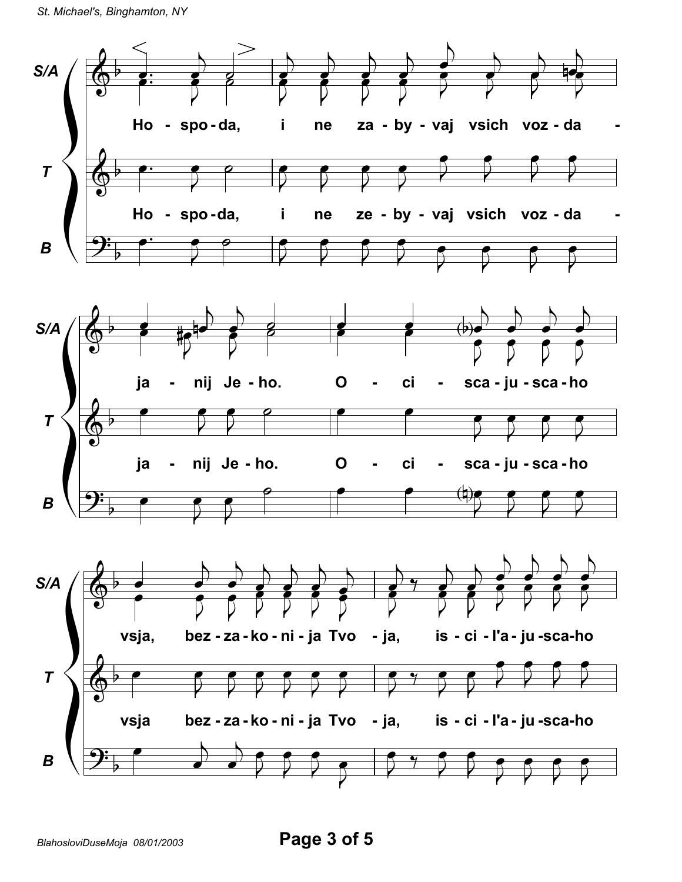S/A

Ho - spo - da, i ne za - by - vaj vsich voz - da -

T

Ho - spo - da, i ne ze - by - vaj vsich voz - da -

B

S/A

ja - nij Je - ho. O - ci - sca - ju - sca - ho

T

ja - nij Je - ho. O - ci - sca - ju - sca - ho

B

S/A

vsja, bez - za - ko - ni - ja Tvo - ja, is - ci - l'a - ju -sca-ho

T

vsja bez - za - ko - ni - ja Tvo - ja, is - ci - l'a - ju -sca-ho

B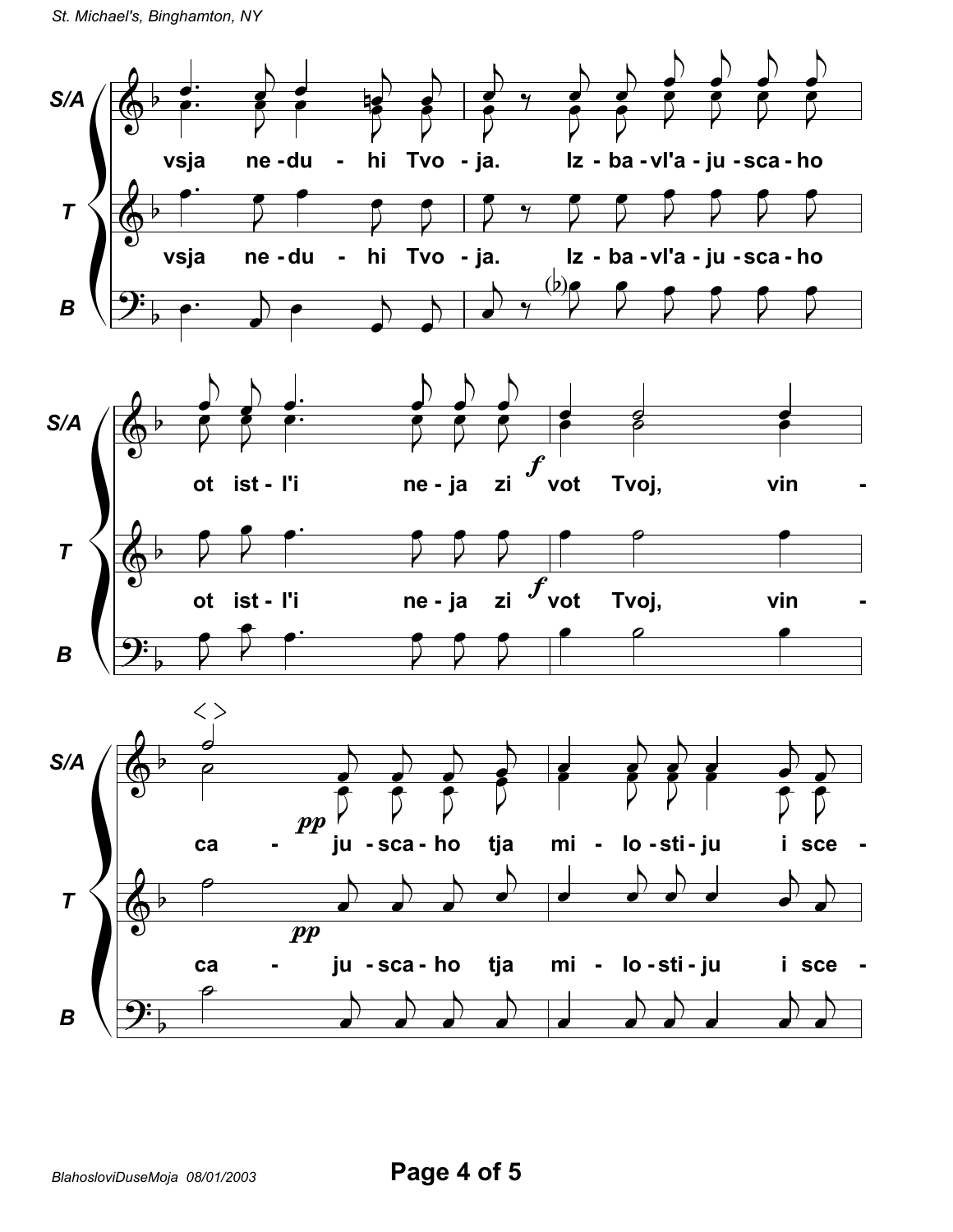S/A, T, B

vsja ne - du - hi Tvo - ja. Iz - ba - vl'a - ju - sca - ho

ot ist - l'i ne - ja zi *f* vot Tvoj, vin -

ca - *pp* ju - sca - ho tja mi - lo - sti - ju i sce -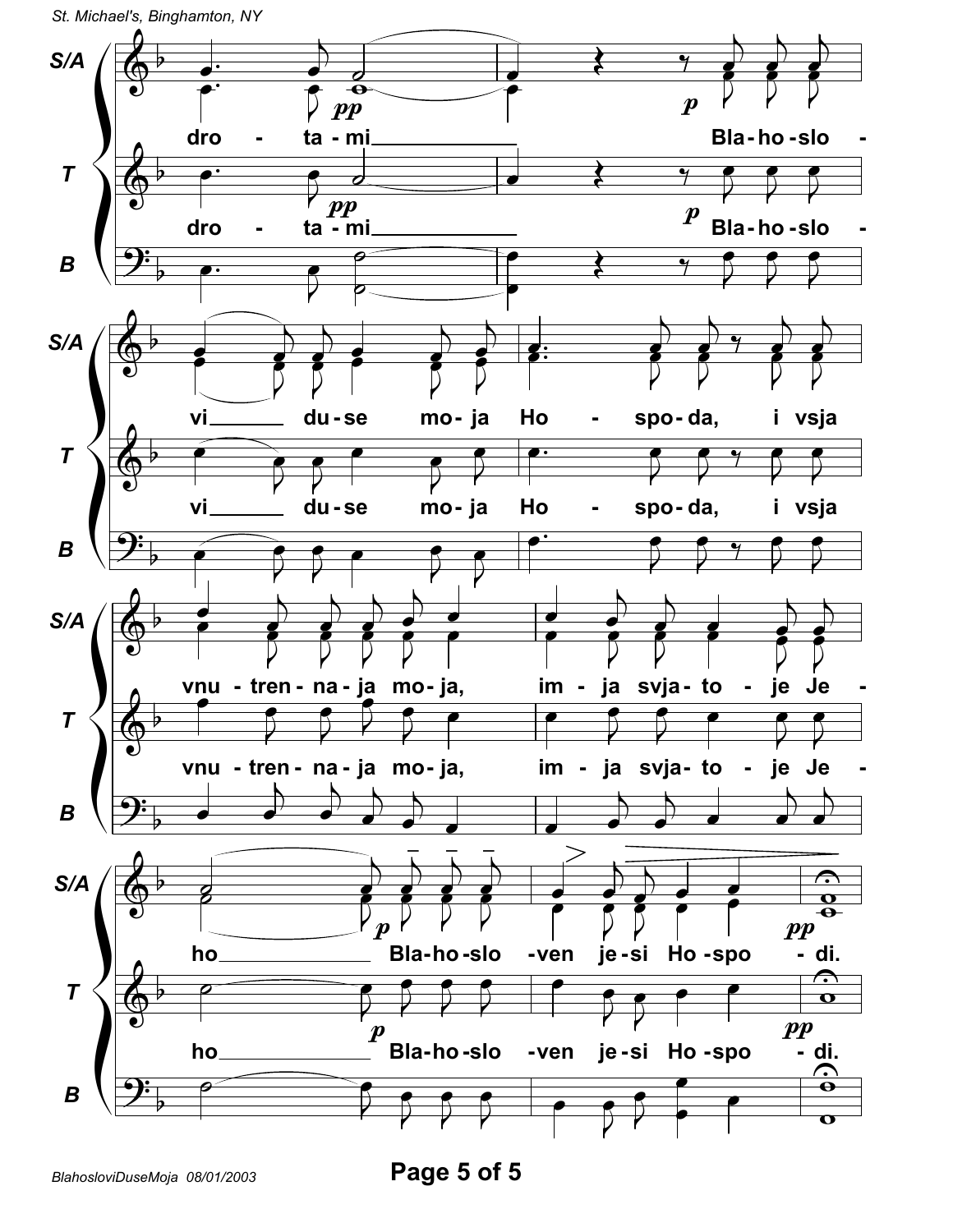dro - ta - mi Bla - ho - slo -

vi du - se mo - ja Ho - spo - da, i vsja

vnu - tren - na - ja mo - ja, im - ja svja - to - je Je -

ho Bla - ho - slo - ven je - si Ho - spo - di.